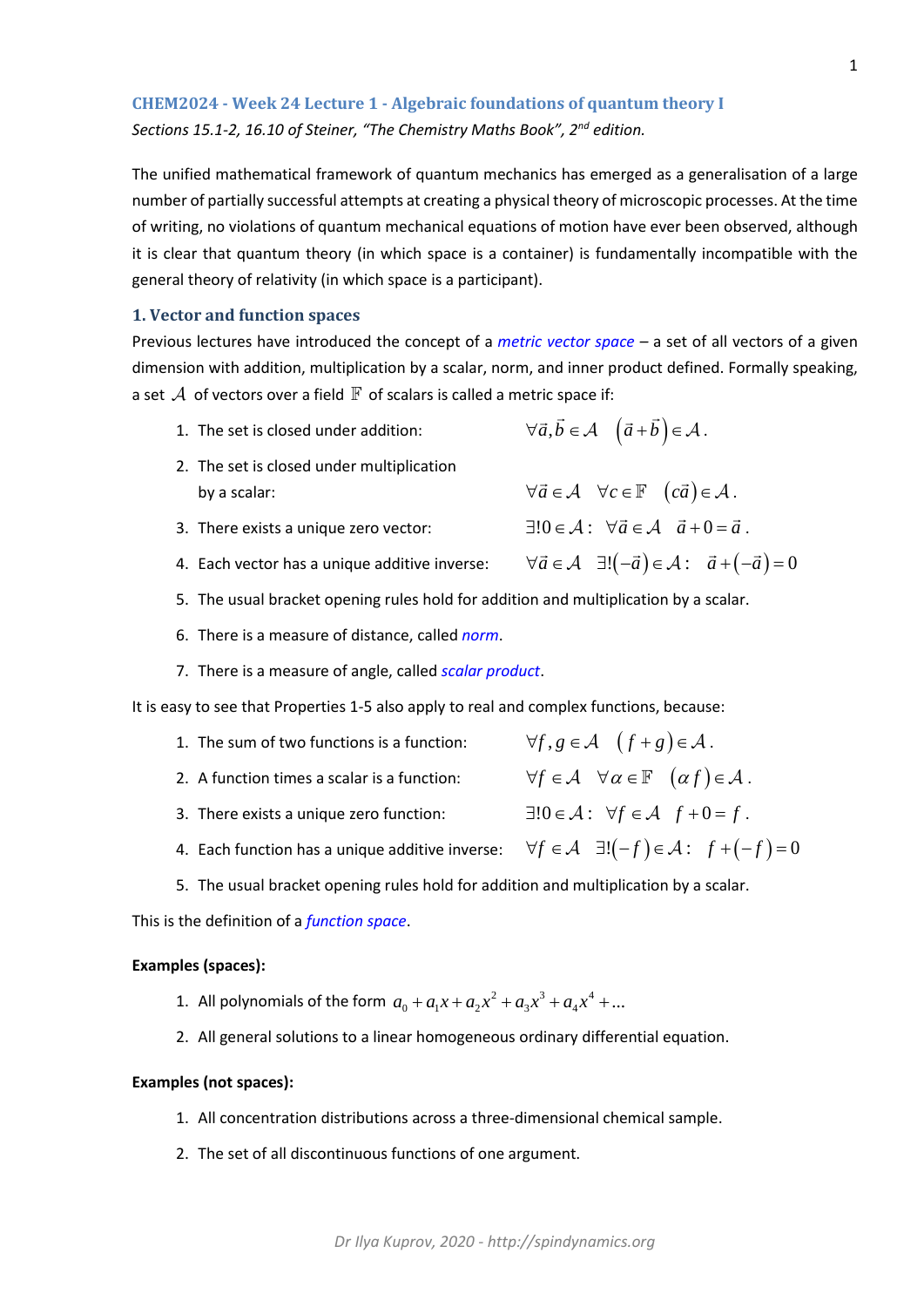## CHEM2024 - Week 24 Lecture 1 - Algebraic foundations of quantum theory I

*Sections 15.1-2, 16.10 of Steiner, "The Chemistry Maths Book", 2nd edition.*

The unified mathematical framework of quantum mechanics has emerged as a generalisation of a large number of partially successful attempts at creating a physical theory of microscopic processes. At the time of writing, no violations of quantum mechanical equations of motion have ever been observed, although it is clear that quantum theory (in which space is a container) is fundamentally incompatible with the general theory of relativity (in which space is a participant).

### 1. Vector and function spaces

Previous lectures have introduced the concept of a *metric vector space* – a set of all vectors of a given dimension with addition, multiplication by a scalar, norm, and inner product defined. Formally speaking, a set $\mathcal{A}$ of vectors over a field $\mathbb{F}$ of scalars is called a metric space if:

1. The set is closed under addition: $\forall \vec{a}, \vec{b} \in \mathcal{A} \quad \left(\vec{a} + \vec{b}\right) \in \mathcal{A}$.
2. The set is closed under multiplication by a scalar: $\forall \vec{a} \in \mathcal{A} \quad \forall c \in \mathbb{F} \quad \left(c\vec{a}\right) \in \mathcal{A}$.
3. There exists a unique zero vector: $\exists! 0 \in \mathcal{A}: \quad \forall \vec{a} \in \mathcal{A} \quad \vec{a} + 0 = \vec{a}$.
4. Each vector has a unique additive inverse: $\forall \vec{a} \in \mathcal{A} \quad \exists! \left(-\vec{a}\right) \in \mathcal{A}: \quad \vec{a} + \left(-\vec{a}\right) = 0$
5. The usual bracket opening rules hold for addition and multiplication by a scalar.
6. There is a measure of distance, called *norm*.
7. There is a measure of angle, called *scalar product*.

It is easy to see that Properties 1-5 also apply to real and complex functions, because:

1. The sum of two functions is a function: $\forall f, g \in \mathcal{A} \quad \left(f + g\right) \in \mathcal{A}$.
2. A function times a scalar is a function: $\forall f \in \mathcal{A} \quad \forall \alpha \in \mathbb{F} \quad \left(\alpha f\right) \in \mathcal{A}$.
3. There exists a unique zero function: $\exists! 0 \in \mathcal{A}: \quad \forall f \in \mathcal{A} \quad f + 0 = f$.
4. Each function has a unique additive inverse: $\forall f \in \mathcal{A} \quad \exists! \left(-f\right) \in \mathcal{A}: \quad f + \left(-f\right) = 0$
5. The usual bracket opening rules hold for addition and multiplication by a scalar.

This is the definition of a *function space*.

**Examples (spaces):**

1. All polynomials of the form $a_0 + a_1 x + a_2 x^2 + a_3 x^3 + a_4 x^4 + \ldots$
2. All general solutions to a linear homogeneous ordinary differential equation.

**Examples (not spaces):**

1. All concentration distributions across a three-dimensional chemical sample.
2. The set of all discontinuous functions of one argument.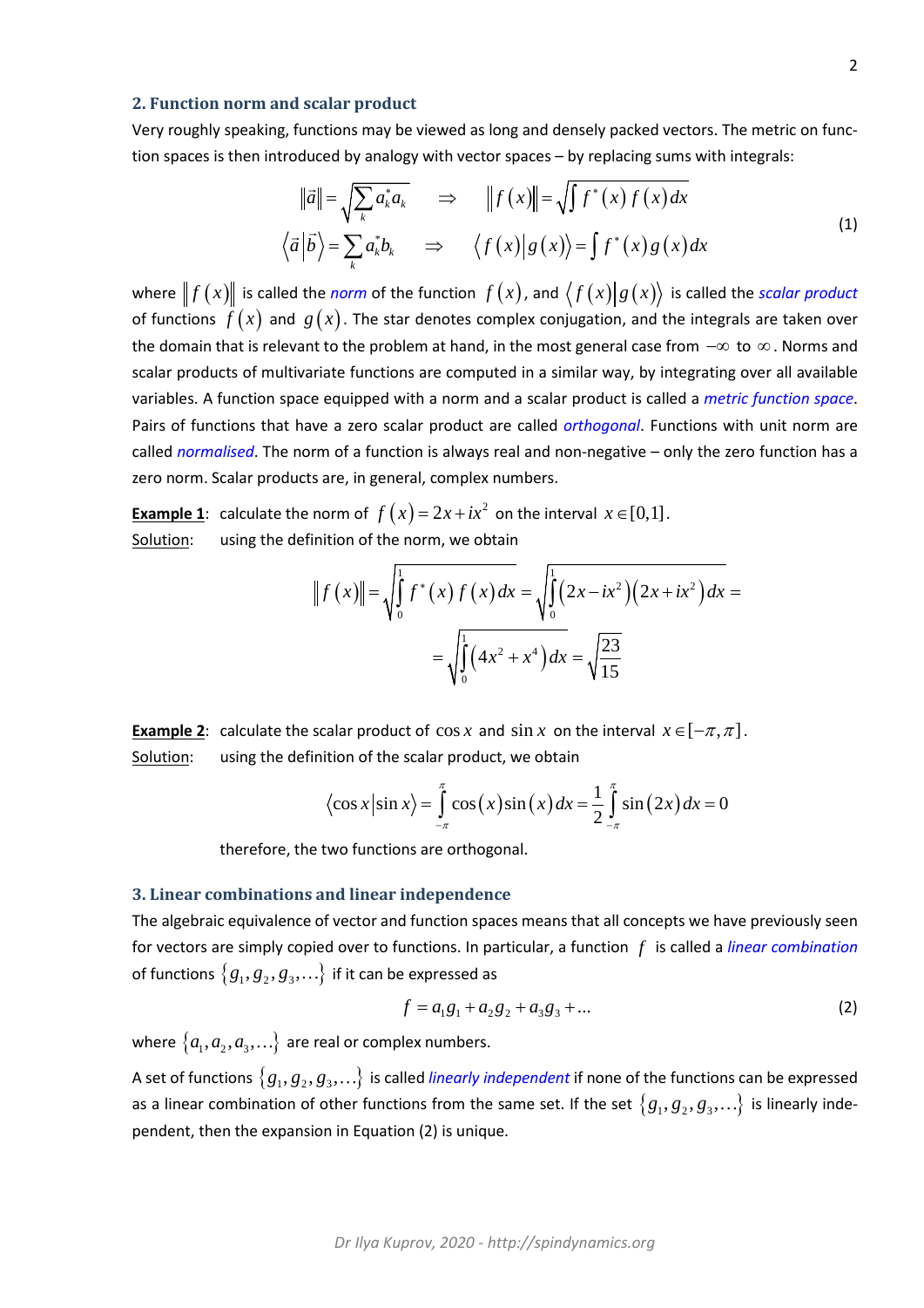## 2. Function norm and scalar product

Very roughly speaking, functions may be viewed as long and densely packed vectors. The metric on function spaces is then introduced by analogy with vector spaces – by replacing sums with integrals:

$$
\begin{aligned}
\|\vec{a}\| = \sqrt{\sum_k a_k^* a_k} \quad &\Rightarrow \quad \|f(x)\| = \sqrt{\int f^*(x) f(x)\, dx} \\
\langle \vec{a} | \vec{b} \rangle = \sum_k a_k^* b_k \quad &\Rightarrow \quad \langle f(x) | g(x) \rangle = \int f^*(x) g(x)\, dx
\end{aligned}
\tag{1}
$$

where $\|f(x)\|$ is called the *norm* of the function $f(x)$, and $\langle f(x)|g(x)\rangle$ is called the *scalar product* of functions $f(x)$ and $g(x)$. The star denotes complex conjugation, and the integrals are taken over the domain that is relevant to the problem at hand, in the most general case from $-\infty$ to $\infty$. Norms and scalar products of multivariate functions are computed in a similar way, by integrating over all available variables. A function space equipped with a norm and a scalar product is called a *metric function space*. Pairs of functions that have a zero scalar product are called *orthogonal*. Functions with unit norm are called *normalised*. The norm of a function is always real and non-negative – only the zero function has a zero norm. Scalar products are, in general, complex numbers.

<u>**Example 1**</u>: calculate the norm of $f(x) = 2x + ix^2$ on the interval $x \in [0,1]$.

<u>Solution</u>: using the definition of the norm, we obtain

$$
\|f(x)\| = \sqrt{\int_0^1 f^*(x) f(x)\, dx} = \sqrt{\int_0^1 (2x - ix^2)(2x + ix^2)\, dx} =
$$
$$
= \sqrt{\int_0^1 (4x^2 + x^4)\, dx} = \sqrt{\frac{23}{15}}
$$

<u>**Example 2**</u>: calculate the scalar product of $\cos x$ and $\sin x$ on the interval $x \in [-\pi, \pi]$.

<u>Solution</u>: using the definition of the scalar product, we obtain

$$
\langle \cos x | \sin x \rangle = \int_{-\pi}^{\pi} \cos(x)\sin(x)\, dx = \frac{1}{2}\int_{-\pi}^{\pi} \sin(2x)\, dx = 0
$$

therefore, the two functions are orthogonal.

## 3. Linear combinations and linear independence

The algebraic equivalence of vector and function spaces means that all concepts we have previously seen for vectors are simply copied over to functions. In particular, a function $f$ is called a *linear combination* of functions $\{g_1, g_2, g_3, \ldots\}$ if it can be expressed as

$$
f = a_1 g_1 + a_2 g_2 + a_3 g_3 + \ldots \tag{2}
$$

where $\{a_1, a_2, a_3, \ldots\}$ are real or complex numbers.

A set of functions $\{g_1, g_2, g_3, \ldots\}$ is called *linearly independent* if none of the functions can be expressed as a linear combination of other functions from the same set. If the set $\{g_1, g_2, g_3, \ldots\}$ is linearly independent, then the expansion in Equation (2) is unique.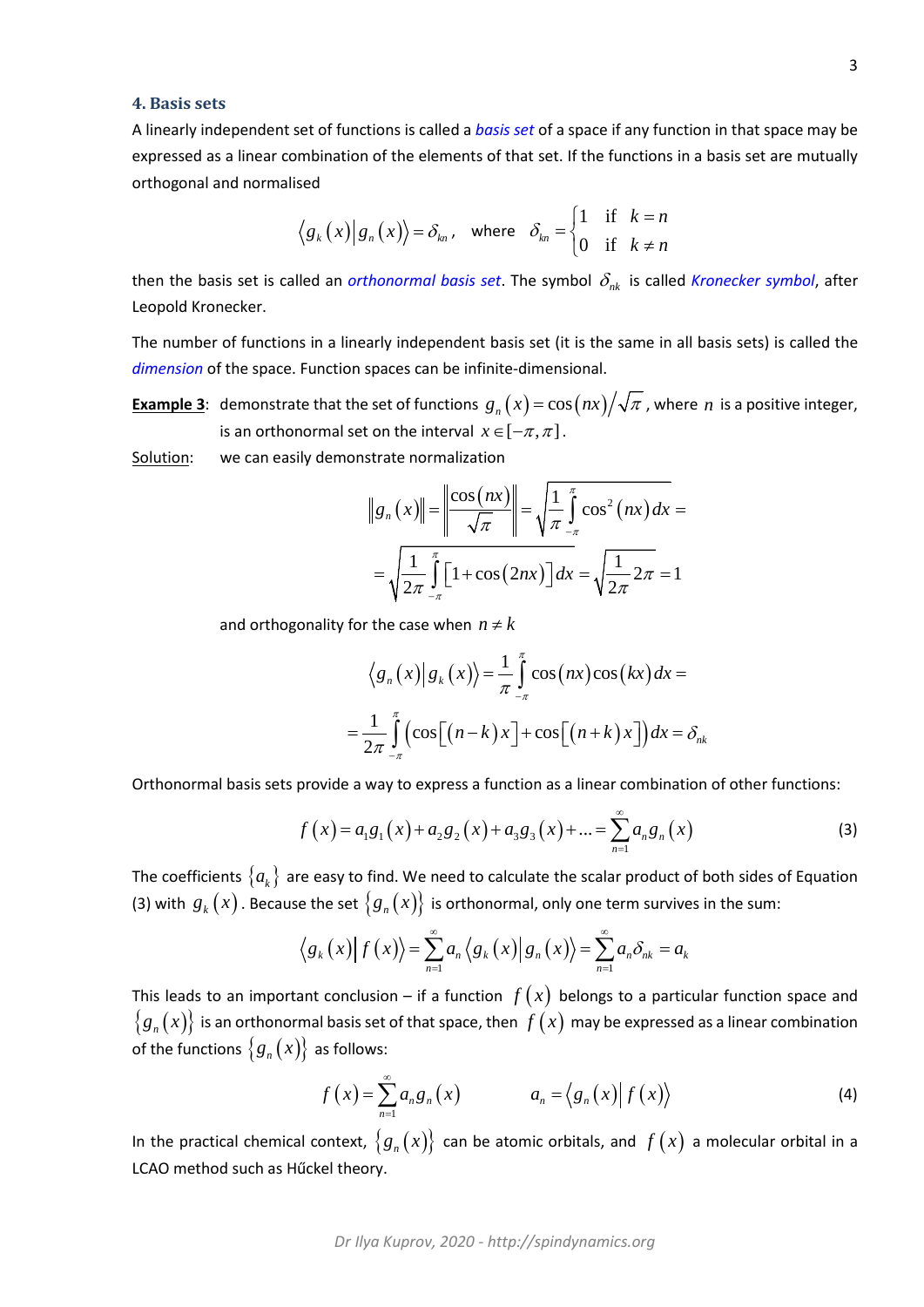### 4. Basis sets

A linearly independent set of functions is called a *basis set* of a space if any function in that space may be expressed as a linear combination of the elements of that set. If the functions in a basis set are mutually orthogonal and normalised

$$\langle g_k(x)|g_n(x)\rangle = \delta_{kn}, \quad \text{where} \quad \delta_{kn} = \begin{cases} 1 & \text{if} \quad k = n \\ 0 & \text{if} \quad k \neq n \end{cases}$$

then the basis set is called an *orthonormal basis set*. The symbol $\delta_{nk}$ is called *Kronecker symbol*, after Leopold Kronecker.

The number of functions in a linearly independent basis set (it is the same in all basis sets) is called the *dimension* of the space. Function spaces can be infinite-dimensional.

**Example 3**: demonstrate that the set of functions $g_n(x) = \cos(nx)/\sqrt{\pi}$, where $n$ is a positive integer, is an orthonormal set on the interval $x \in [-\pi, \pi]$.

Solution: we can easily demonstrate normalization

$$\|g_n(x)\| = \left\|\frac{\cos(nx)}{\sqrt{\pi}}\right\| = \sqrt{\frac{1}{\pi}\int_{-\pi}^{\pi}\cos^2(nx)\,dx} =$$

$$= \sqrt{\frac{1}{2\pi}\int_{-\pi}^{\pi}\left[1+\cos(2nx)\right]dx} = \sqrt{\frac{1}{2\pi}2\pi} = 1$$

and orthogonality for the case when $n \neq k$

$$\langle g_n(x)|g_k(x)\rangle = \frac{1}{\pi}\int_{-\pi}^{\pi}\cos(nx)\cos(kx)\,dx =$$

$$= \frac{1}{2\pi}\int_{-\pi}^{\pi}\left(\cos\left[(n-k)x\right]+\cos\left[(n+k)x\right]\right)dx = \delta_{nk}$$

Orthonormal basis sets provide a way to express a function as a linear combination of other functions:

$$f(x) = a_1 g_1(x) + a_2 g_2(x) + a_3 g_3(x) + \ldots = \sum_{n=1}^{\infty} a_n g_n(x) \tag{3}$$

The coefficients $\{a_k\}$ are easy to find. We need to calculate the scalar product of both sides of Equation (3) with $g_k(x)$. Because the set $\{g_n(x)\}$ is orthonormal, only one term survives in the sum:

$$\langle g_k(x)|f(x)\rangle = \sum_{n=1}^{\infty} a_n \langle g_k(x)|g_n(x)\rangle = \sum_{n=1}^{\infty} a_n \delta_{nk} = a_k$$

This leads to an important conclusion – if a function $f(x)$ belongs to a particular function space and $\{g_n(x)\}$ is an orthonormal basis set of that space, then $f(x)$ may be expressed as a linear combination of the functions $\{g_n(x)\}$ as follows:

$$f(x) = \sum_{n=1}^{\infty} a_n g_n(x) \qquad\qquad a_n = \langle g_n(x)|f(x)\rangle \tag{4}$$

In the practical chemical context, $\{g_n(x)\}$ can be atomic orbitals, and $f(x)$ a molecular orbital in a LCAO method such as Hűckel theory.